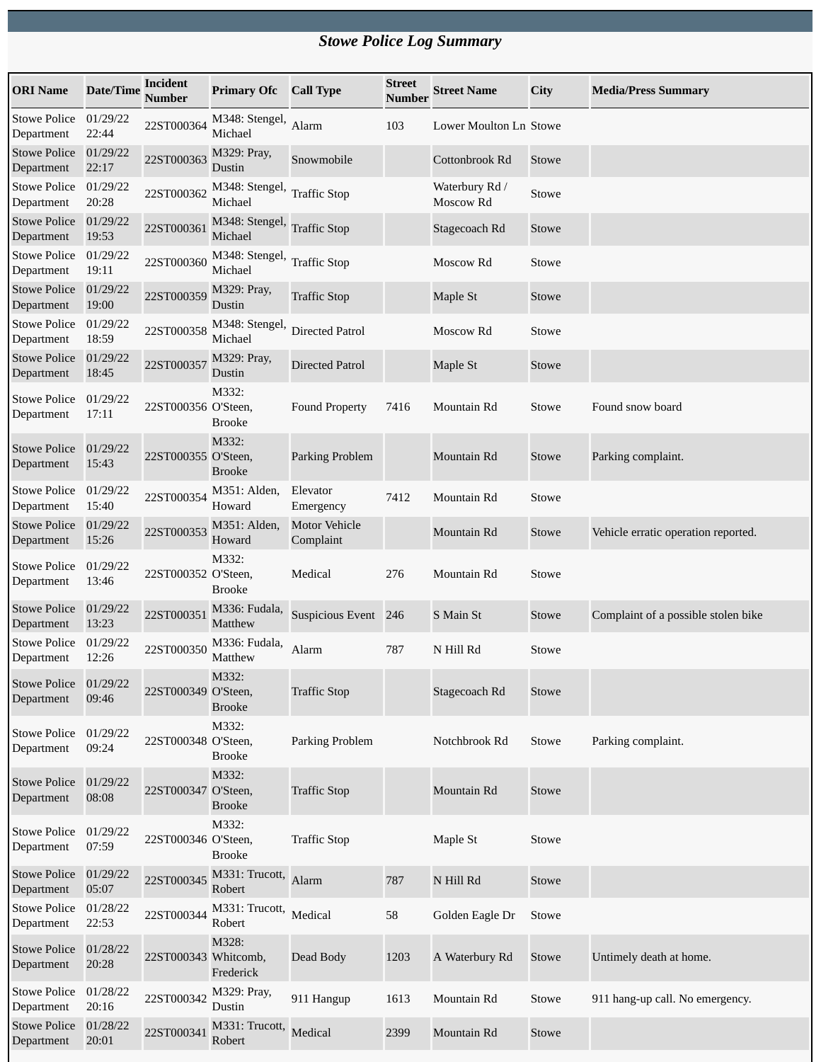## *Stowe Police Log Summary*

| ORI Name | Date/Time | Incident Number | Primary Ofc | Call Type | Street Number | Street Name | City | Media/Press Summary |
|---|---|---|---|---|---|---|---|---|
| Stowe Police Department | 01/29/22 22:44 | 22ST000364 | M348: Stengel, Michael | Alarm | 103 | Lower Moulton Ln | Stowe | |
| Stowe Police Department | 01/29/22 22:17 | 22ST000363 | M329: Pray, Dustin | Snowmobile | | Cottonbrook Rd | Stowe | |
| Stowe Police Department | 01/29/22 20:28 | 22ST000362 | M348: Stengel, Michael | Traffic Stop | | Waterbury Rd / Moscow Rd | Stowe | |
| Stowe Police Department | 01/29/22 19:53 | 22ST000361 | M348: Stengel, Michael | Traffic Stop | | Stagecoach Rd | Stowe | |
| Stowe Police Department | 01/29/22 19:11 | 22ST000360 | M348: Stengel, Michael | Traffic Stop | | Moscow Rd | Stowe | |
| Stowe Police Department | 01/29/22 19:00 | 22ST000359 | M329: Pray, Dustin | Traffic Stop | | Maple St | Stowe | |
| Stowe Police Department | 01/29/22 18:59 | 22ST000358 | M348: Stengel, Michael | Directed Patrol | | Moscow Rd | Stowe | |
| Stowe Police Department | 01/29/22 18:45 | 22ST000357 | M329: Pray, Dustin | Directed Patrol | | Maple St | Stowe | |
| Stowe Police Department | 01/29/22 17:11 | 22ST000356 | M332: O'Steen, Brooke | Found Property | 7416 | Mountain Rd | Stowe | Found snow board |
| Stowe Police Department | 01/29/22 15:43 | 22ST000355 | M332: O'Steen, Brooke | Parking Problem | | Mountain Rd | Stowe | Parking complaint. |
| Stowe Police Department | 01/29/22 15:40 | 22ST000354 | M351: Alden, Howard | Elevator Emergency | 7412 | Mountain Rd | Stowe | |
| Stowe Police Department | 01/29/22 15:26 | 22ST000353 | M351: Alden, Howard | Motor Vehicle Complaint | | Mountain Rd | Stowe | Vehicle erratic operation reported. |
| Stowe Police Department | 01/29/22 13:46 | 22ST000352 | M332: O'Steen, Brooke | Medical | 276 | Mountain Rd | Stowe | |
| Stowe Police Department | 01/29/22 13:23 | 22ST000351 | M336: Fudala, Matthew | Suspicious Event | 246 | S Main St | Stowe | Complaint of a possible stolen bike |
| Stowe Police Department | 01/29/22 12:26 | 22ST000350 | M336: Fudala, Matthew | Alarm | 787 | N Hill Rd | Stowe | |
| Stowe Police Department | 01/29/22 09:46 | 22ST000349 | M332: O'Steen, Brooke | Traffic Stop | | Stagecoach Rd | Stowe | |
| Stowe Police Department | 01/29/22 09:24 | 22ST000348 | M332: O'Steen, Brooke | Parking Problem | | Notchbrook Rd | Stowe | Parking complaint. |
| Stowe Police Department | 01/29/22 08:08 | 22ST000347 | M332: O'Steen, Brooke | Traffic Stop | | Mountain Rd | Stowe | |
| Stowe Police Department | 01/29/22 07:59 | 22ST000346 | M332: O'Steen, Brooke | Traffic Stop | | Maple St | Stowe | |
| Stowe Police Department | 01/29/22 05:07 | 22ST000345 | M331: Trucott, Robert | Alarm | 787 | N Hill Rd | Stowe | |
| Stowe Police Department | 01/28/22 22:53 | 22ST000344 | M331: Trucott, Robert | Medical | 58 | Golden Eagle Dr | Stowe | |
| Stowe Police Department | 01/28/22 20:28 | 22ST000343 | M328: Whitcomb, Frederick | Dead Body | 1203 | A Waterbury Rd | Stowe | Untimely death at home. |
| Stowe Police Department | 01/28/22 20:16 | 22ST000342 | M329: Pray, Dustin | 911 Hangup | 1613 | Mountain Rd | Stowe | 911 hang-up call. No emergency. |
| Stowe Police Department | 01/28/22 20:01 | 22ST000341 | M331: Trucott, Robert | Medical | 2399 | Mountain Rd | Stowe | |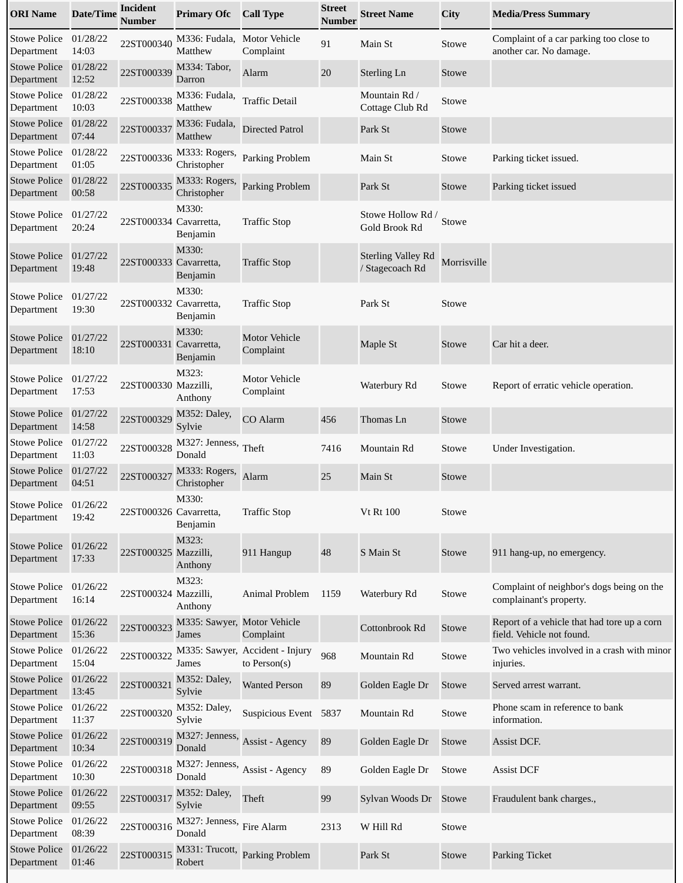| ORI Name | Date/Time | Incident Number | Primary Ofc | Call Type | Street Number | Street Name | City | Media/Press Summary |
|---|---|---|---|---|---|---|---|---|
| Stowe Police Department | 01/28/22 14:03 | 22ST000340 | M336: Fudala, Matthew | Motor Vehicle Complaint | 91 | Main St | Stowe | Complaint of a car parking too close to another car. No damage. |
| Stowe Police Department | 01/28/22 12:52 | 22ST000339 | M334: Tabor, Darron | Alarm | 20 | Sterling Ln | Stowe | |
| Stowe Police Department | 01/28/22 10:03 | 22ST000338 | M336: Fudala, Matthew | Traffic Detail | | Mountain Rd / Cottage Club Rd | Stowe | |
| Stowe Police Department | 01/28/22 07:44 | 22ST000337 | M336: Fudala, Matthew | Directed Patrol | | Park St | Stowe | |
| Stowe Police Department | 01/28/22 01:05 | 22ST000336 | M333: Rogers, Christopher | Parking Problem | | Main St | Stowe | Parking ticket issued. |
| Stowe Police Department | 01/28/22 00:58 | 22ST000335 | M333: Rogers, Christopher | Parking Problem | | Park St | Stowe | Parking ticket issued |
| Stowe Police Department | 01/27/22 20:24 | 22ST000334 | M330: Cavarretta, Benjamin | Traffic Stop | | Stowe Hollow Rd / Gold Brook Rd | Stowe | |
| Stowe Police Department | 01/27/22 19:48 | 22ST000333 | M330: Cavarretta, Benjamin | Traffic Stop | | Sterling Valley Rd / Stagecoach Rd | Morrisville | |
| Stowe Police Department | 01/27/22 19:30 | 22ST000332 | M330: Cavarretta, Benjamin | Traffic Stop | | Park St | Stowe | |
| Stowe Police Department | 01/27/22 18:10 | 22ST000331 | M330: Cavarretta, Benjamin | Motor Vehicle Complaint | | Maple St | Stowe | Car hit a deer. |
| Stowe Police Department | 01/27/22 17:53 | 22ST000330 | M323: Mazzilli, Anthony | Motor Vehicle Complaint | | Waterbury Rd | Stowe | Report of erratic vehicle operation. |
| Stowe Police Department | 01/27/22 14:58 | 22ST000329 | M352: Daley, Sylvie | CO Alarm | 456 | Thomas Ln | Stowe | |
| Stowe Police Department | 01/27/22 11:03 | 22ST000328 | M327: Jenness, Donald | Theft | 7416 | Mountain Rd | Stowe | Under Investigation. |
| Stowe Police Department | 01/27/22 04:51 | 22ST000327 | M333: Rogers, Christopher | Alarm | 25 | Main St | Stowe | |
| Stowe Police Department | 01/26/22 19:42 | 22ST000326 | M330: Cavarretta, Benjamin | Traffic Stop | | Vt Rt 100 | Stowe | |
| Stowe Police Department | 01/26/22 17:33 | 22ST000325 | M323: Mazzilli, Anthony | 911 Hangup | 48 | S Main St | Stowe | 911 hang-up, no emergency. |
| Stowe Police Department | 01/26/22 16:14 | 22ST000324 | M323: Mazzilli, Anthony | Animal Problem | 1159 | Waterbury Rd | Stowe | Complaint of neighbor's dogs being on the complainant's property. |
| Stowe Police Department | 01/26/22 15:36 | 22ST000323 | M335: Sawyer, James | Motor Vehicle Complaint | | Cottonbrook Rd | Stowe | Report of a vehicle that had tore up a corn field. Vehicle not found. |
| Stowe Police Department | 01/26/22 15:04 | 22ST000322 | M335: Sawyer, James | Accident - Injury to Person(s) | 968 | Mountain Rd | Stowe | Two vehicles involved in a crash with minor injuries. |
| Stowe Police Department | 01/26/22 13:45 | 22ST000321 | M352: Daley, Sylvie | Wanted Person | 89 | Golden Eagle Dr | Stowe | Served arrest warrant. |
| Stowe Police Department | 01/26/22 11:37 | 22ST000320 | M352: Daley, Sylvie | Suspicious Event | 5837 | Mountain Rd | Stowe | Phone scam in reference to bank information. |
| Stowe Police Department | 01/26/22 10:34 | 22ST000319 | M327: Jenness, Donald | Assist - Agency | 89 | Golden Eagle Dr | Stowe | Assist DCF. |
| Stowe Police Department | 01/26/22 10:30 | 22ST000318 | M327: Jenness, Donald | Assist - Agency | 89 | Golden Eagle Dr | Stowe | Assist DCF |
| Stowe Police Department | 01/26/22 09:55 | 22ST000317 | M352: Daley, Sylvie | Theft | 99 | Sylvan Woods Dr | Stowe | Fraudulent bank charges., |
| Stowe Police Department | 01/26/22 08:39 | 22ST000316 | M327: Jenness, Donald | Fire Alarm | 2313 | W Hill Rd | Stowe | |
| Stowe Police Department | 01/26/22 01:46 | 22ST000315 | M331: Trucott, Robert | Parking Problem | | Park St | Stowe | Parking Ticket |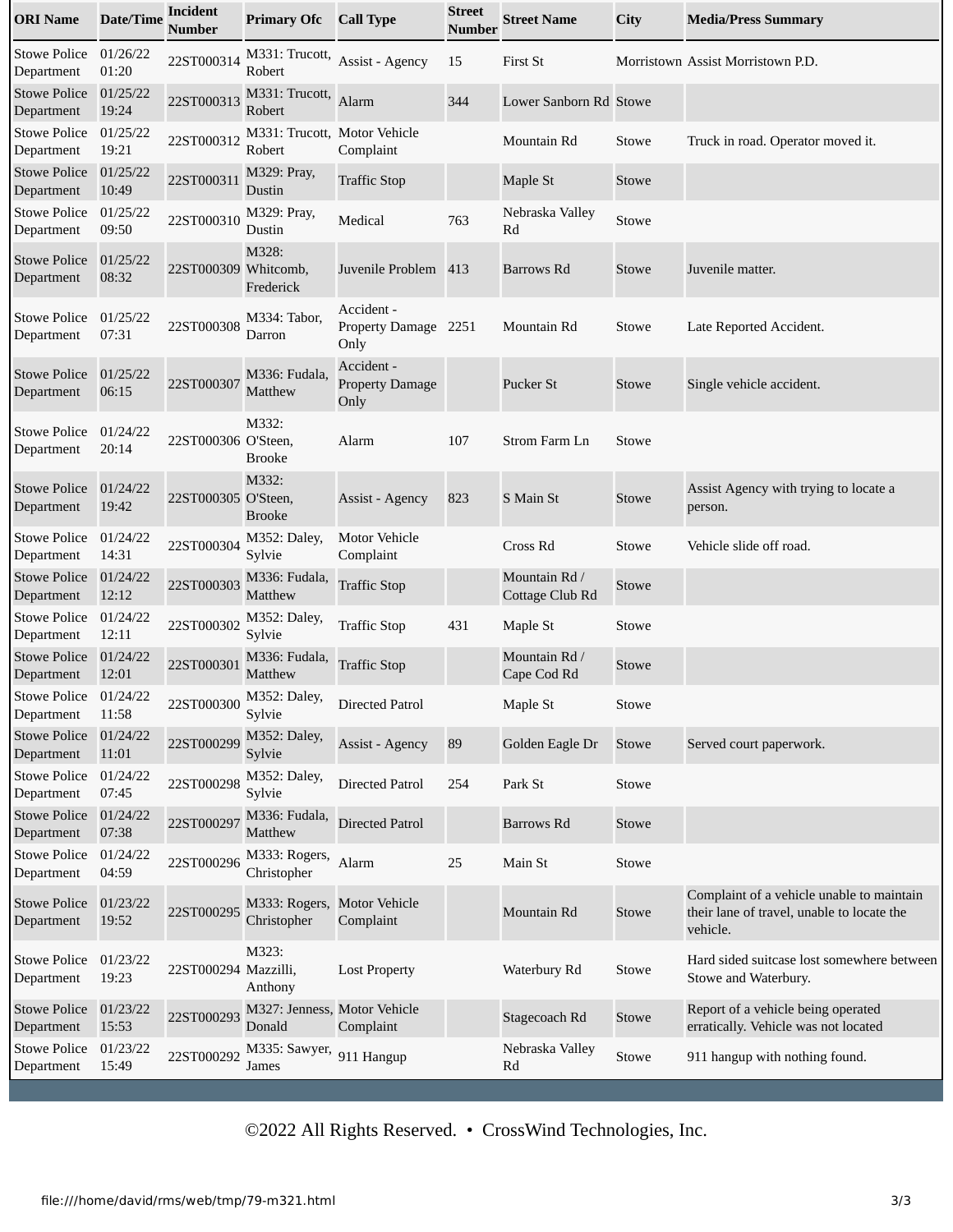| ORI Name | Date/Time | Incident Number | Primary Ofc | Call Type | Street Number | Street Name | City | Media/Press Summary |
|---|---|---|---|---|---|---|---|---|
| Stowe Police Department | 01/26/22 01:20 | 22ST000314 | M331: Trucott, Robert | Assist - Agency | 15 | First St | Morristown | Assist Morristown P.D. |
| Stowe Police Department | 01/25/22 19:24 | 22ST000313 | M331: Trucott, Robert | Alarm | 344 | Lower Sanborn Rd | Stowe | |
| Stowe Police Department | 01/25/22 19:21 | 22ST000312 | M331: Trucott, Robert | Motor Vehicle Complaint | | Mountain Rd | Stowe | Truck in road. Operator moved it. |
| Stowe Police Department | 01/25/22 10:49 | 22ST000311 | M329: Pray, Dustin | Traffic Stop | | Maple St | Stowe | |
| Stowe Police Department | 01/25/22 09:50 | 22ST000310 | M329: Pray, Dustin | Medical | 763 | Nebraska Valley Rd | Stowe | |
| Stowe Police Department | 01/25/22 08:32 | 22ST000309 | M328: Whitcomb, Frederick | Juvenile Problem | 413 | Barrows Rd | Stowe | Juvenile matter. |
| Stowe Police Department | 01/25/22 07:31 | 22ST000308 | M334: Tabor, Darron | Accident - Property Damage Only | 2251 | Mountain Rd | Stowe | Late Reported Accident. |
| Stowe Police Department | 01/25/22 06:15 | 22ST000307 | M336: Fudala, Matthew | Accident - Property Damage Only | | Pucker St | Stowe | Single vehicle accident. |
| Stowe Police Department | 01/24/22 20:14 | 22ST000306 | M332: O'Steen, Brooke | Alarm | 107 | Strom Farm Ln | Stowe | |
| Stowe Police Department | 01/24/22 19:42 | 22ST000305 | M332: O'Steen, Brooke | Assist - Agency | 823 | S Main St | Stowe | Assist Agency with trying to locate a person. |
| Stowe Police Department | 01/24/22 14:31 | 22ST000304 | M352: Daley, Sylvie | Motor Vehicle Complaint | | Cross Rd | Stowe | Vehicle slide off road. |
| Stowe Police Department | 01/24/22 12:12 | 22ST000303 | M336: Fudala, Matthew | Traffic Stop | | Mountain Rd / Cottage Club Rd | Stowe | |
| Stowe Police Department | 01/24/22 12:11 | 22ST000302 | M352: Daley, Sylvie | Traffic Stop | 431 | Maple St | Stowe | |
| Stowe Police Department | 01/24/22 12:01 | 22ST000301 | M336: Fudala, Matthew | Traffic Stop | | Mountain Rd / Cape Cod Rd | Stowe | |
| Stowe Police Department | 01/24/22 11:58 | 22ST000300 | M352: Daley, Sylvie | Directed Patrol | | Maple St | Stowe | |
| Stowe Police Department | 01/24/22 11:01 | 22ST000299 | M352: Daley, Sylvie | Assist - Agency | 89 | Golden Eagle Dr | Stowe | Served court paperwork. |
| Stowe Police Department | 01/24/22 07:45 | 22ST000298 | M352: Daley, Sylvie | Directed Patrol | 254 | Park St | Stowe | |
| Stowe Police Department | 01/24/22 07:38 | 22ST000297 | M336: Fudala, Matthew | Directed Patrol | | Barrows Rd | Stowe | |
| Stowe Police Department | 01/24/22 04:59 | 22ST000296 | M333: Rogers, Christopher | Alarm | 25 | Main St | Stowe | |
| Stowe Police Department | 01/23/22 19:52 | 22ST000295 | M333: Rogers, Christopher | Motor Vehicle Complaint | | Mountain Rd | Stowe | Complaint of a vehicle unable to maintain their lane of travel, unable to locate the vehicle. |
| Stowe Police Department | 01/23/22 19:23 | 22ST000294 | M323: Mazzilli, Anthony | Lost Property | | Waterbury Rd | Stowe | Hard sided suitcase lost somewhere between Stowe and Waterbury. |
| Stowe Police Department | 01/23/22 15:53 | 22ST000293 | M327: Jenness, Donald | Motor Vehicle Complaint | | Stagecoach Rd | Stowe | Report of a vehicle being operated erratically. Vehicle was not located |
| Stowe Police Department | 01/23/22 15:49 | 22ST000292 | M335: Sawyer, James | 911 Hangup | | Nebraska Valley Rd | Stowe | 911 hangup with nothing found. |

©2022 All Rights Reserved. • CrossWind Technologies, Inc.